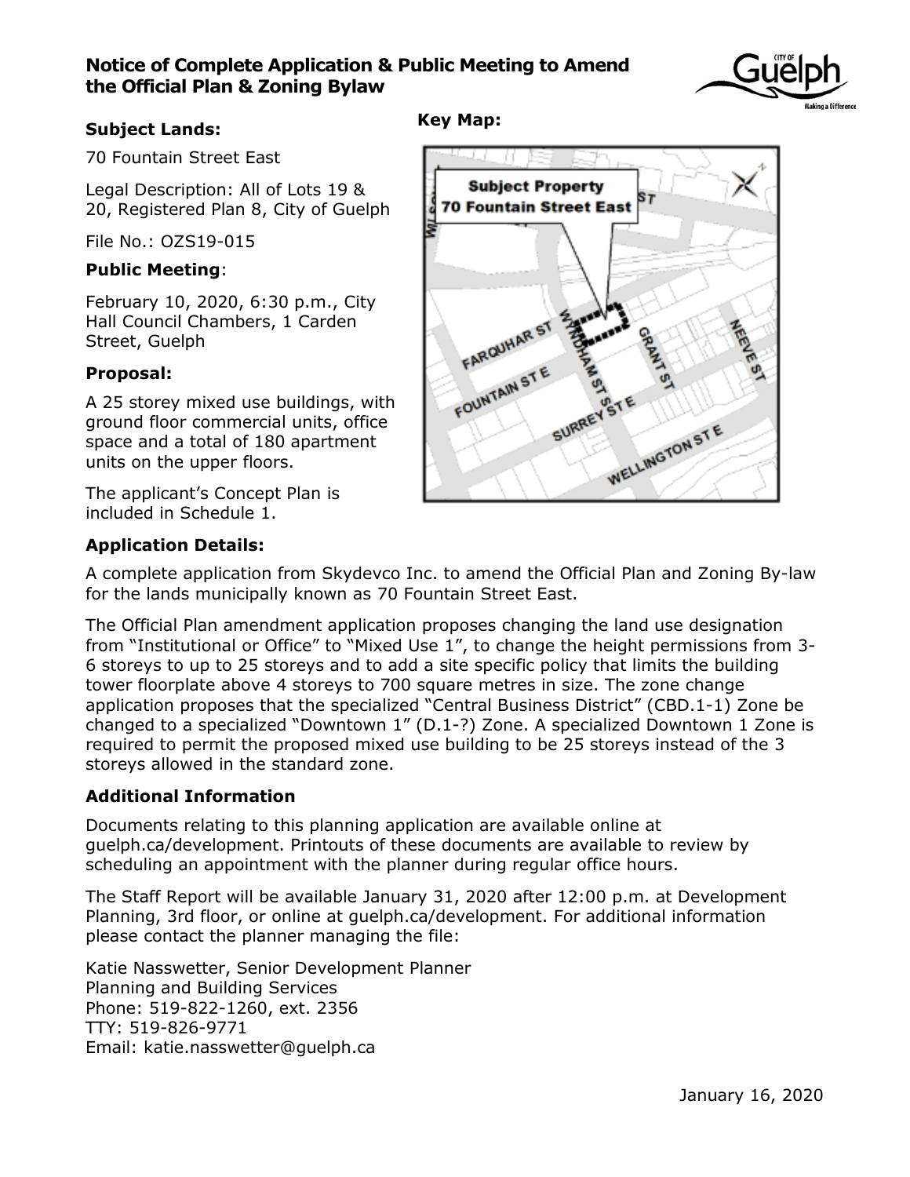# Notice of Complete Application & Public Meeting to Amend the Official Plan & Zoning Bylaw

### Subject Lands:

70 Fountain Street East

Legal Description: All of Lots 19 & 20, Registered Plan 8, City of Guelph

File No.: OZS19-015

### Public Meeting:

February 10, 2020, 6:30 p.m., City Hall Council Chambers, 1 Carden Street, Guelph

### Proposal:

A 25 storey mixed use buildings, with ground floor commercial units, office space and a total of 180 apartment units on the upper floors.

The applicant's Concept Plan is included in Schedule 1.

**Key Map:**

Subject Property
70 Fountain Street East

### Application Details:

A complete application from Skydevco Inc. to amend the Official Plan and Zoning By-law for the lands municipally known as 70 Fountain Street East.

The Official Plan amendment application proposes changing the land use designation from "Institutional or Office" to "Mixed Use 1", to change the height permissions from 3-6 storeys to up to 25 storeys and to add a site specific policy that limits the building tower floorplate above 4 storeys to 700 square metres in size. The zone change application proposes that the specialized "Central Business District" (CBD.1-1) Zone be changed to a specialized "Downtown 1" (D.1-?) Zone. A specialized Downtown 1 Zone is required to permit the proposed mixed use building to be 25 storeys instead of the 3 storeys allowed in the standard zone.

### Additional Information

Documents relating to this planning application are available online at guelph.ca/development. Printouts of these documents are available to review by scheduling an appointment with the planner during regular office hours.

The Staff Report will be available January 31, 2020 after 12:00 p.m. at Development Planning, 3rd floor, or online at guelph.ca/development. For additional information please contact the planner managing the file:

Katie Nasswetter, Senior Development Planner
Planning and Building Services
Phone: 519-822-1260, ext. 2356
TTY: 519-826-9771
Email: katie.nasswetter@guelph.ca

January 16, 2020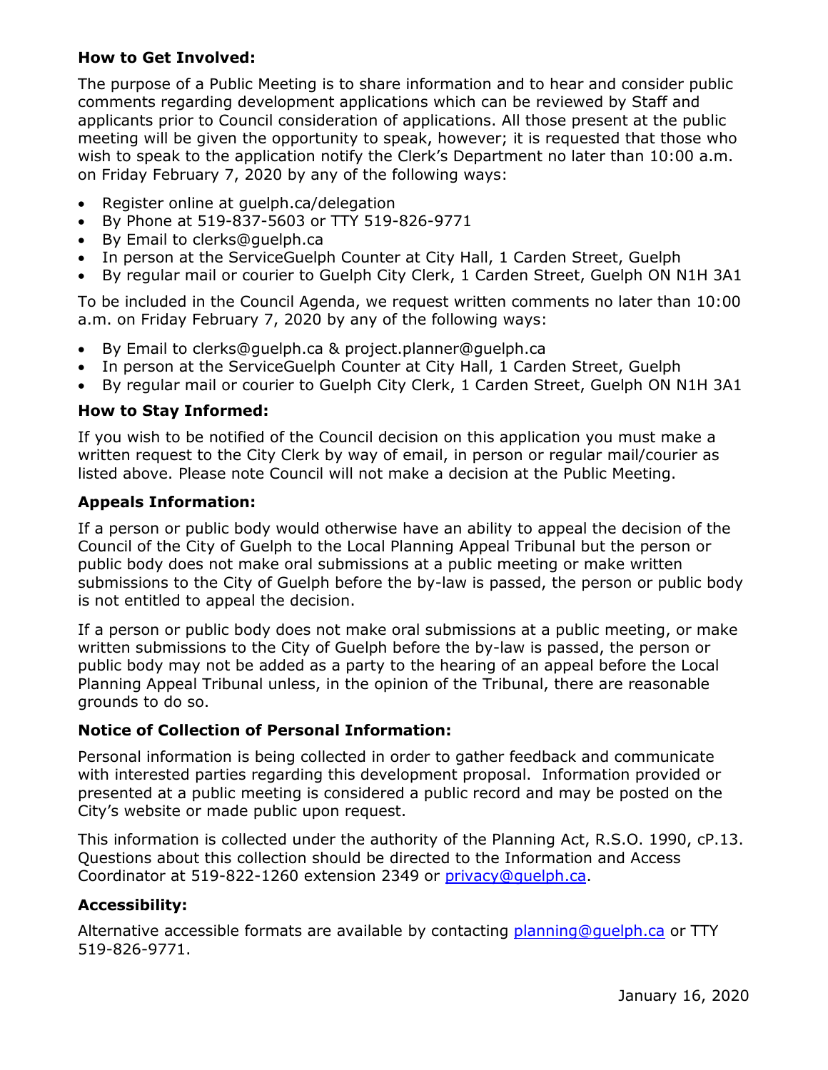### How to Get Involved:

The purpose of a Public Meeting is to share information and to hear and consider public comments regarding development applications which can be reviewed by Staff and applicants prior to Council consideration of applications. All those present at the public meeting will be given the opportunity to speak, however; it is requested that those who wish to speak to the application notify the Clerk's Department no later than 10:00 a.m. on Friday February 7, 2020 by any of the following ways:

- Register online at guelph.ca/delegation
- By Phone at 519-837-5603 or TTY 519-826-9771
- By Email to clerks@guelph.ca
- In person at the ServiceGuelph Counter at City Hall, 1 Carden Street, Guelph
- By regular mail or courier to Guelph City Clerk, 1 Carden Street, Guelph ON N1H 3A1

To be included in the Council Agenda, we request written comments no later than 10:00 a.m. on Friday February 7, 2020 by any of the following ways:

- By Email to clerks@guelph.ca & project.planner@guelph.ca
- In person at the ServiceGuelph Counter at City Hall, 1 Carden Street, Guelph
- By regular mail or courier to Guelph City Clerk, 1 Carden Street, Guelph ON N1H 3A1

### How to Stay Informed:

If you wish to be notified of the Council decision on this application you must make a written request to the City Clerk by way of email, in person or regular mail/courier as listed above. Please note Council will not make a decision at the Public Meeting.

### Appeals Information:

If a person or public body would otherwise have an ability to appeal the decision of the Council of the City of Guelph to the Local Planning Appeal Tribunal but the person or public body does not make oral submissions at a public meeting or make written submissions to the City of Guelph before the by-law is passed, the person or public body is not entitled to appeal the decision.

If a person or public body does not make oral submissions at a public meeting, or make written submissions to the City of Guelph before the by-law is passed, the person or public body may not be added as a party to the hearing of an appeal before the Local Planning Appeal Tribunal unless, in the opinion of the Tribunal, there are reasonable grounds to do so.

### Notice of Collection of Personal Information:

Personal information is being collected in order to gather feedback and communicate with interested parties regarding this development proposal. Information provided or presented at a public meeting is considered a public record and may be posted on the City's website or made public upon request.

This information is collected under the authority of the Planning Act, R.S.O. 1990, cP.13. Questions about this collection should be directed to the Information and Access Coordinator at 519-822-1260 extension 2349 or privacy@guelph.ca.

### Accessibility:

Alternative accessible formats are available by contacting planning@guelph.ca or TTY 519-826-9771.

January 16, 2020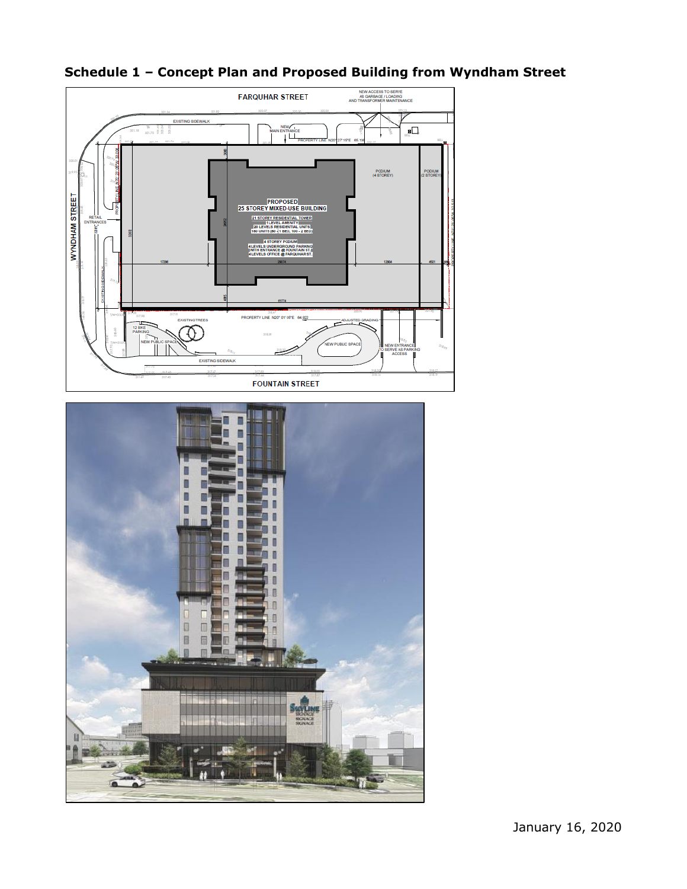## Schedule 1 – Concept Plan and Proposed Building from Wyndham Street

FARQUHAR STREET

NEW ACCESS TO SERVE AS GARBAGE / LOADING AND TRANSFORMER MAINTENANCE

EXISTING SIDEWALK

NEW MAIN ENTRANCE

PODIUM (4 STOREY)

PODIUM (2 STOREY)

WYNDHAM STREET

RETAIL ENTRANCES

PROPOSED 25 STOREY MIXED-USE BUILDING

21 STOREY RESIDENTIAL TOWER
1 LEVEL AMENITY
20 LEVELS RESIDENTIAL UNITS
180 UNITS (80 - 1 BED, 100 - 2 BED)

4 STOREY PODIUM
4 LEVELS UNDERGROUND PARKING (WITH ENTRANCE @ FOUNTAIN ST.)
4 LEVELS OFFICE @ FARQUHAR ST.

PROPERTY LINE N20° 01' 05"E 64.922

EXISTING TREES

12 BIKE PARKING

NEW PUBLIC SPACE

ADJUSTED GRADING

NEW PUBLIC SPACE

NEW ENTRANCE TO SERVE AS PARKING ACCESS

EXISTING SIDEWALK

FOUNTAIN STREET

January 16, 2020